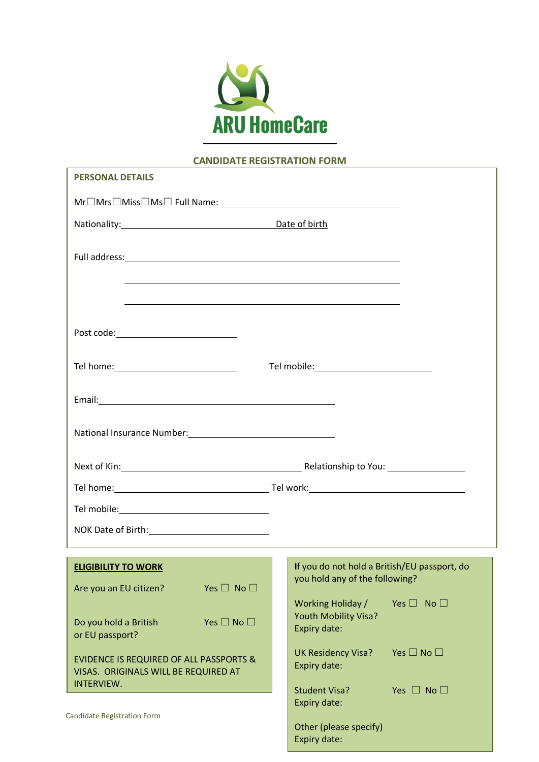ARU HomeCare

## CANDIDATE REGISTRATION FORM

### PERSONAL DETAILS

Mr☐Mrs☐Miss☐Ms☐ Full Name: ______________________________

Nationality: ______________________ Date of birth

Full address: ______________________________

______________________________

______________________________

Post code: ____________________

Tel home: ____________________ Tel mobile: ____________________

Email: ______________________________

National Insurance Number: ______________________

Next of Kin: ______________________ Relationship to You: ______________

Tel home: ______________________ Tel work: ______________________

Tel mobile: ______________________

NOK Date of Birth: ______________________

### ELIGIBILITY TO WORK

Are you an EU citizen? Yes ☐ No ☐

Do you hold a British or EU passport? Yes ☐ No ☐

EVIDENCE IS REQUIRED OF ALL PASSPORTS & VISAS. ORIGINALS WILL BE REQUIRED AT INTERVIEW.

If you do not hold a British/EU passport, do you hold any of the following?

Working Holiday / Youth Mobility Visa? Yes ☐ No ☐
Expiry date:

UK Residency Visa? Yes ☐ No ☐
Expiry date:

Student Visa? Yes ☐ No ☐
Expiry date:

Other (please specify)
Expiry date: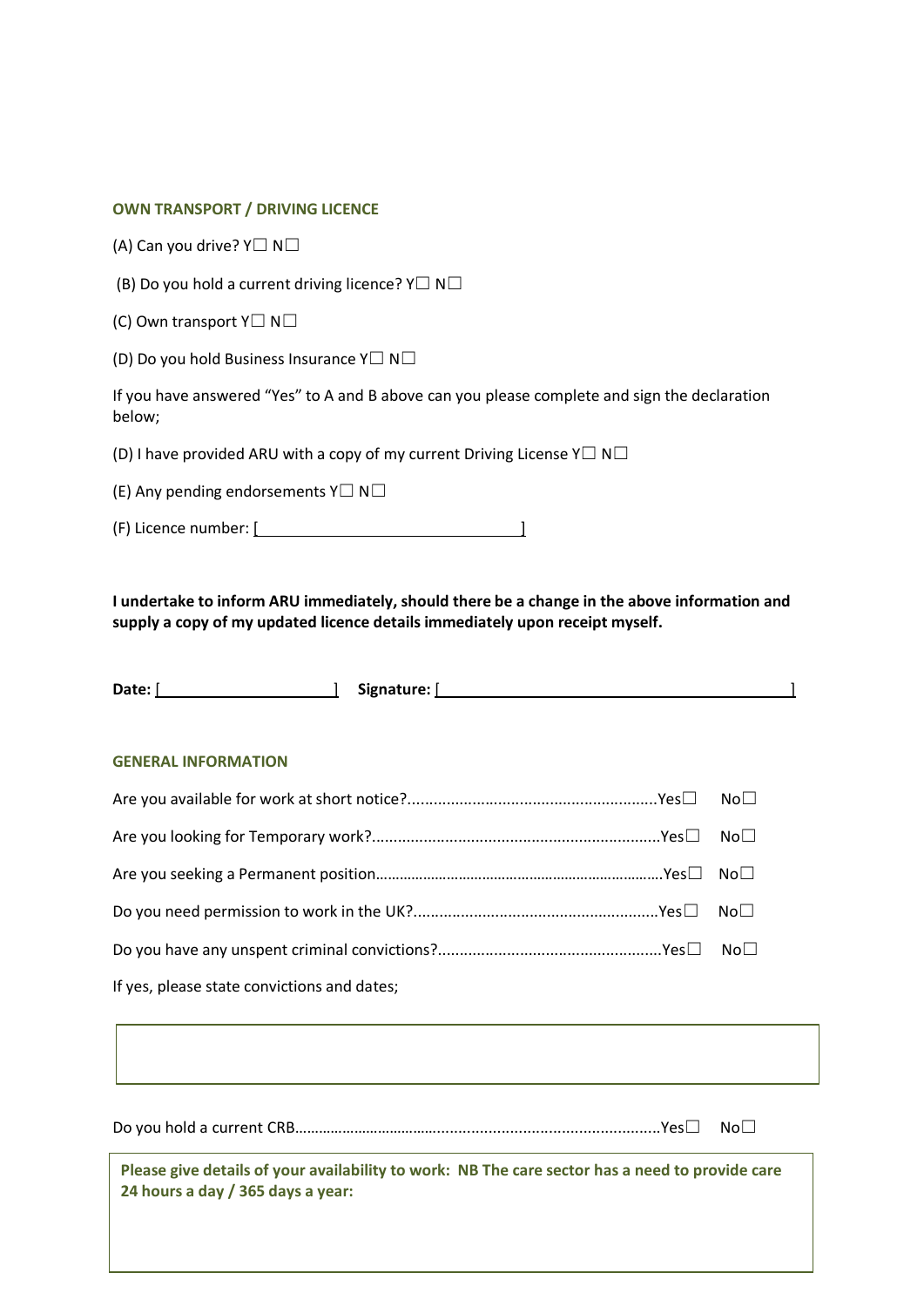## OWN TRANSPORT / DRIVING LICENCE

(A) Can you drive? Y☐ N☐

(B) Do you hold a current driving licence? Y☐ N☐

(C) Own transport Y☐ N☐

(D) Do you hold Business Insurance Y☐ N☐

If you have answered "Yes" to A and B above can you please complete and sign the declaration below;

(D) I have provided ARU with a copy of my current Driving License Y☐ N☐

(E) Any pending endorsements Y☐ N☐

(F) Licence number: [ ]

**I undertake to inform ARU immediately, should there be a change in the above information and supply a copy of my updated licence details immediately upon receipt myself.**

**Date:** [ ] **Signature:** [ ]

## GENERAL INFORMATION

Are you available for work at short notice?..........................................................Yes☐ No☐

Are you looking for Temporary work?..................................................................Yes☐ No☐

Are you seeking a Permanent position………………………………………………………………Yes☐ No☐

Do you need permission to work in the UK?.........................................................Yes☐ No☐

Do you have any unspent criminal convictions?....................................................Yes☐ No☐

If yes, please state convictions and dates;

Do you hold a current CRB……………………………….............................................Yes☐ No☐

**Please give details of your availability to work: NB The care sector has a need to provide care 24 hours a day / 365 days a year:**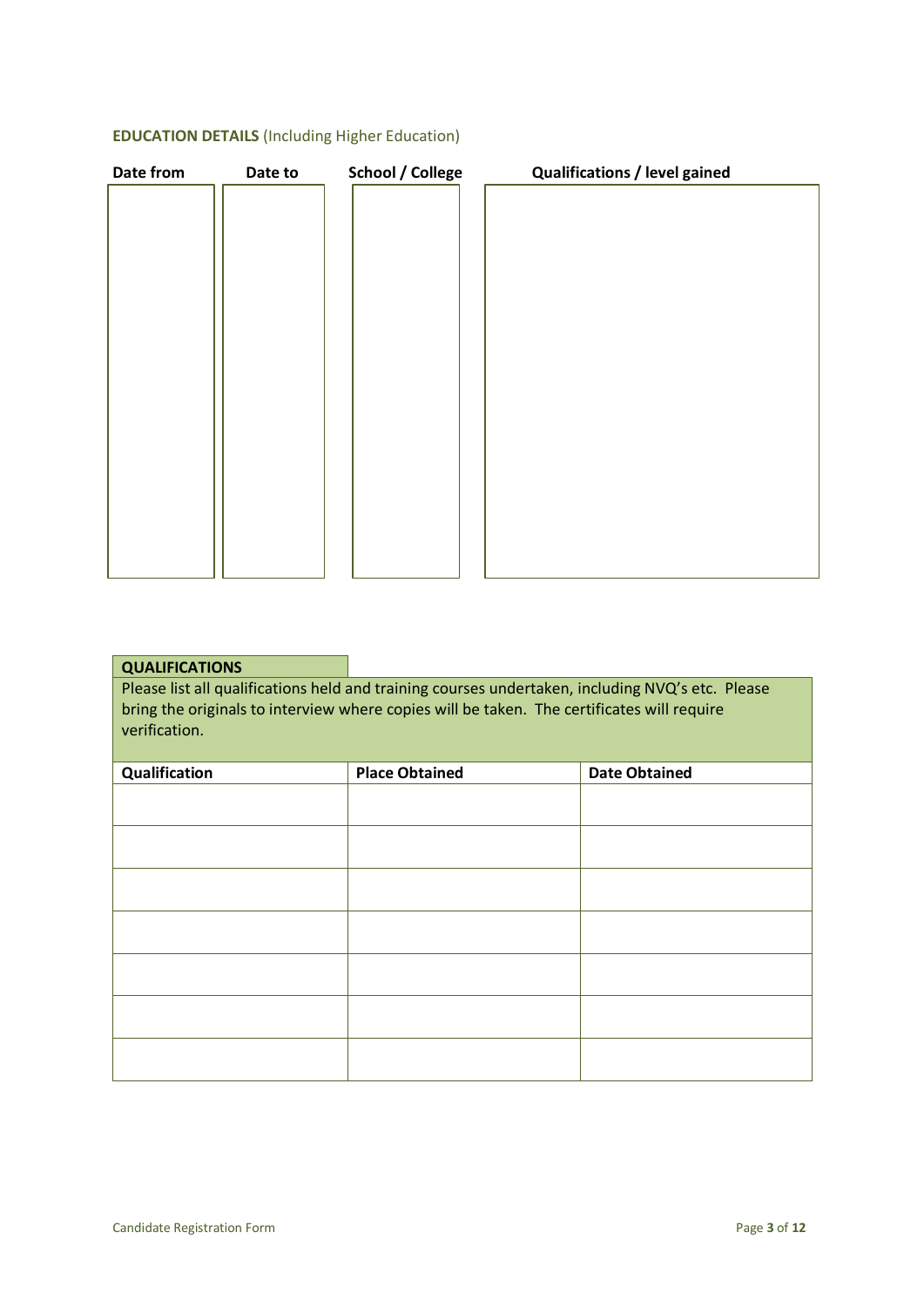## EDUCATION DETAILS (Including Higher Education)

| Date from | Date to | School / College | Qualifications / level gained |
|---|---|---|---|
| | | | |

## QUALIFICATIONS

Please list all qualifications held and training courses undertaken, including NVQ's etc. Please bring the originals to interview where copies will be taken. The certificates will require verification.

| Qualification | Place Obtained | Date Obtained |
|---|---|---|
| | | |
| | | |
| | | |
| | | |
| | | |
| | | |
| | | |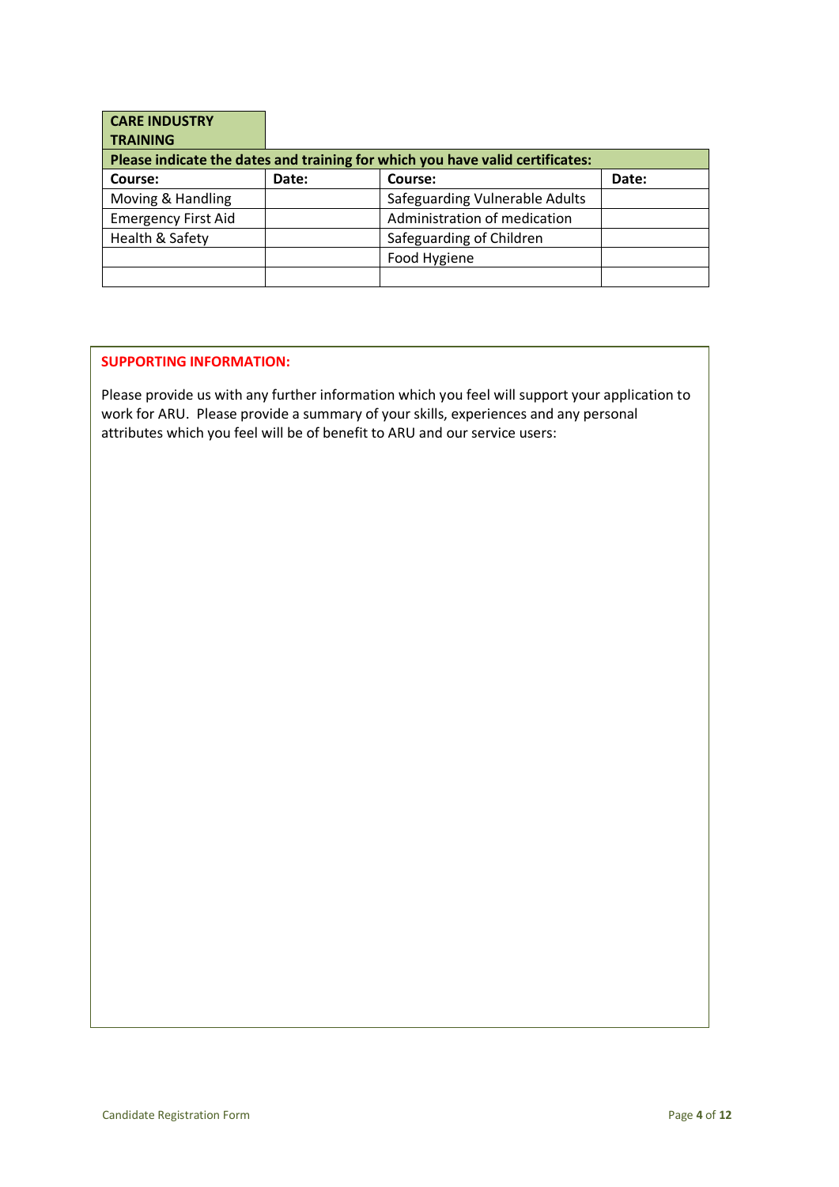## CARE INDUSTRY TRAINING

| Please indicate the dates and training for which you have valid certificates: | | | |
|---|---|---|---|
| **Course:** | **Date:** | **Course:** | **Date:** |
| Moving & Handling | | Safeguarding Vulnerable Adults | |
| Emergency First Aid | | Administration of medication | |
| Health & Safety | | Safeguarding of Children | |
| | | Food Hygiene | |
| | | | |

## SUPPORTING INFORMATION:

Please provide us with any further information which you feel will support your application to work for ARU. Please provide a summary of your skills, experiences and any personal attributes which you feel will be of benefit to ARU and our service users: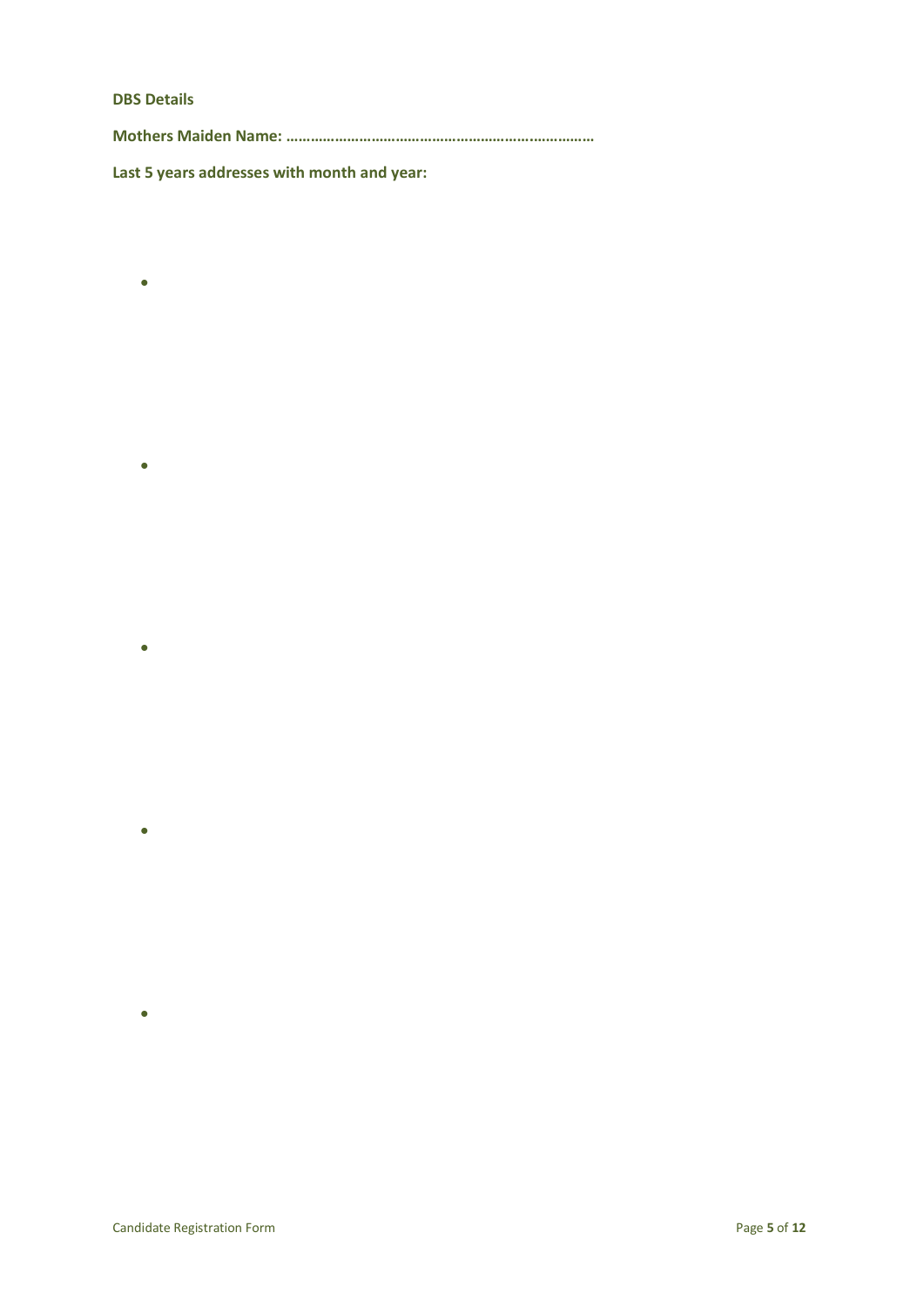**DBS Details**

**Mothers Maiden Name: …………………………………………………………………**

**Last 5 years addresses with month and year:**

- 
- 
- 
- 
-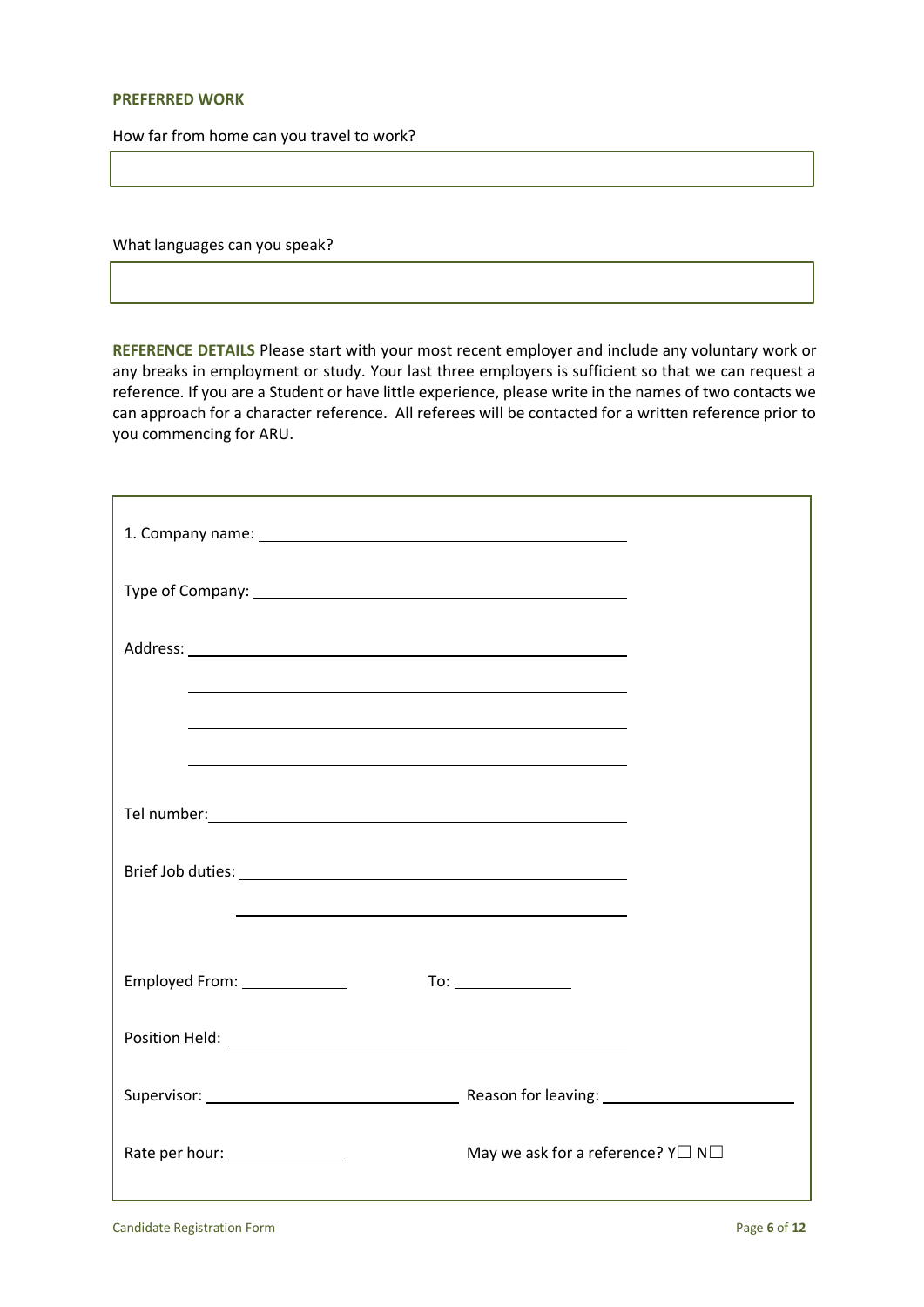**PREFERRED WORK**

How far from home can you travel to work?

What languages can you speak?

**REFERENCE DETAILS** Please start with your most recent employer and include any voluntary work or any breaks in employment or study. Your last three employers is sufficient so that we can request a reference. If you are a Student or have little experience, please write in the names of two contacts we can approach for a character reference. All referees will be contacted for a written reference prior to you commencing for ARU.

1. Company name: ______________________________

Type of Company: ______________________________

Address: ______________________________

______________________________

______________________________

______________________________

Tel number: ______________________________

Brief Job duties: ______________________________

______________________________

Employed From: __________ To: __________

Position Held: ______________________________

Supervisor: ____________________ Reason for leaving: ____________________

Rate per hour: __________ May we ask for a reference? Y☐ N☐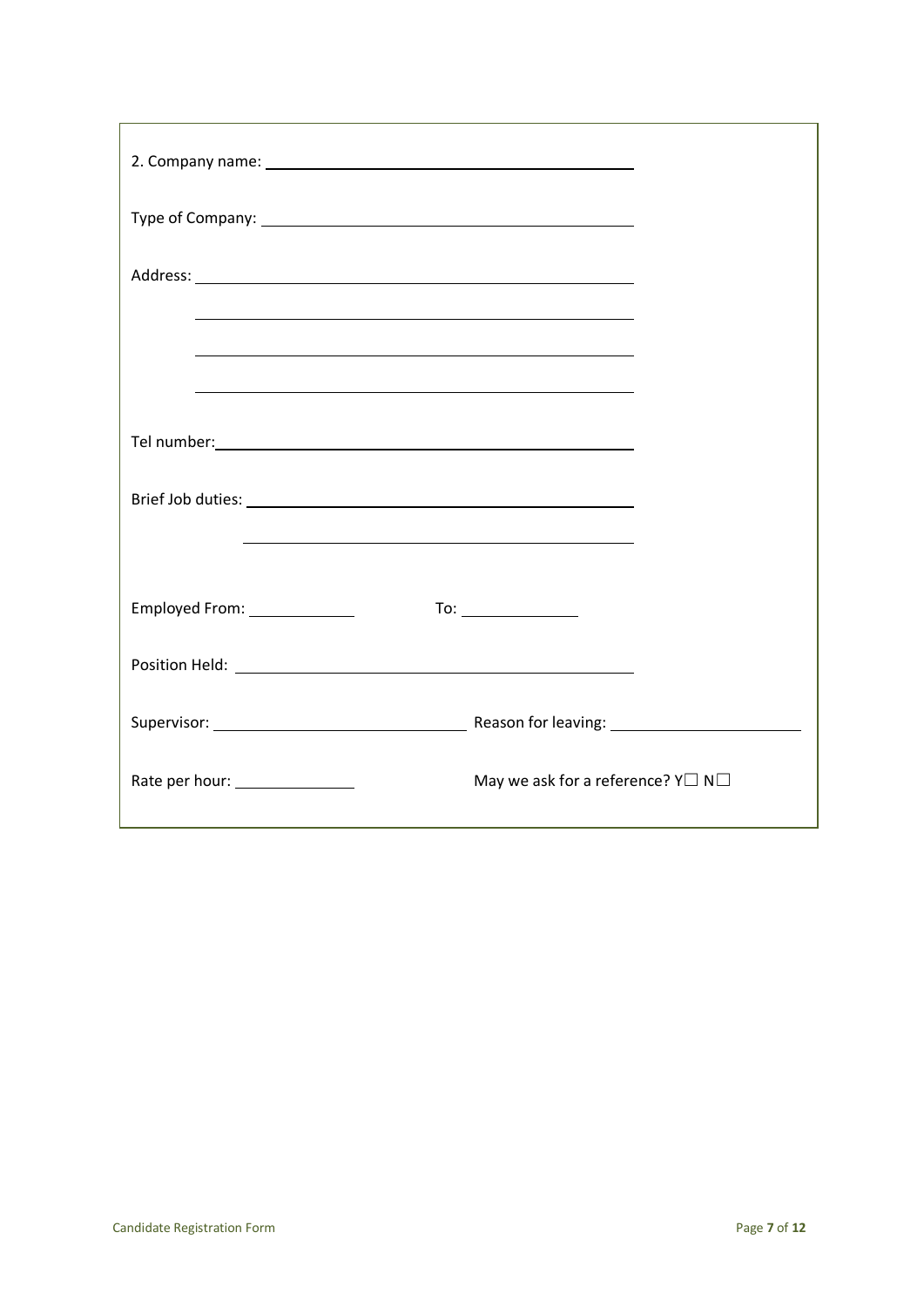2. Company name: ______________________________________________

Type of Company: ______________________________________________

Address: ______________________________________________

______________________________________________

______________________________________________

______________________________________________

Tel number: ______________________________________________

Brief Job duties: ______________________________________________

______________________________________________

Employed From: _______________ To: _______________

Position Held: ______________________________________________

Supervisor: ______________________ Reason for leaving: ______________________

Rate per hour: _______________ May we ask for a reference? Y☐ N☐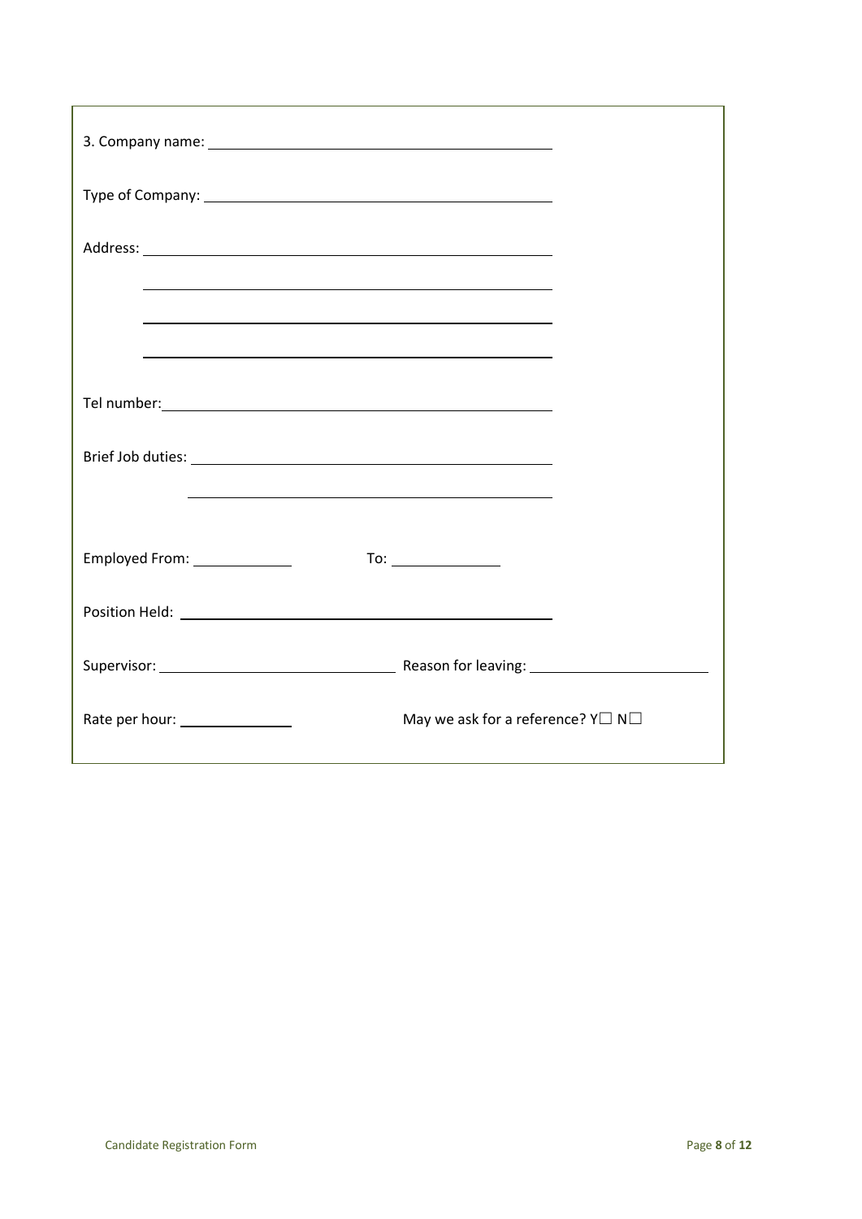3. Company name: ______________________________

Type of Company: ______________________________

Address: ______________________________

______________________________

______________________________

______________________________

Tel number: ______________________________

Brief Job duties: ______________________________

______________________________

Employed From: ____________ To: ____________

Position Held: ______________________________

Supervisor: ______________________ Reason for leaving: ______________________

Rate per hour: ______________ May we ask for a reference? Y☐ N☐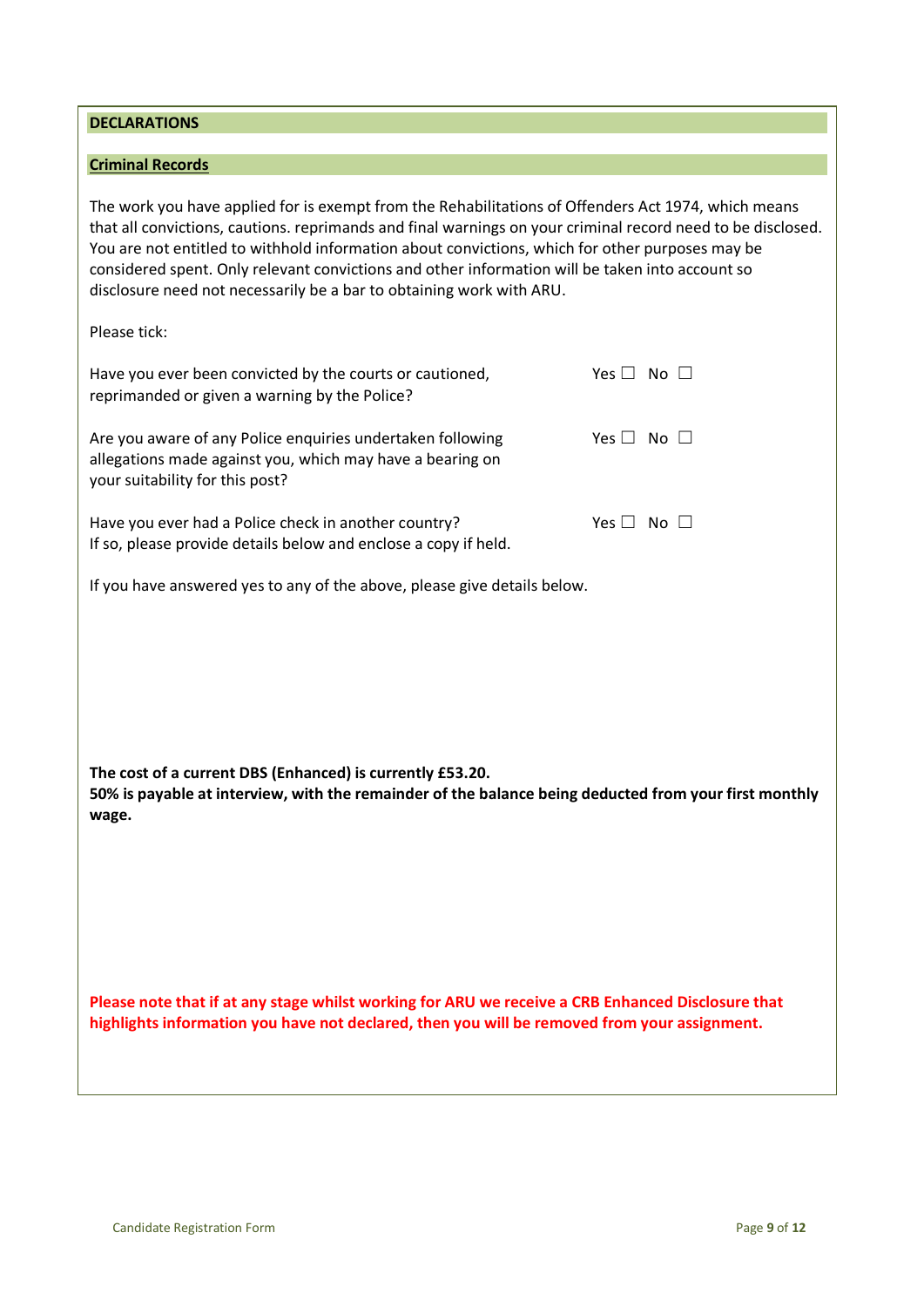## DECLARATIONS

### Criminal Records

The work you have applied for is exempt from the Rehabilitations of Offenders Act 1974, which means that all convictions, cautions. reprimands and final warnings on your criminal record need to be disclosed. You are not entitled to withhold information about convictions, which for other purposes may be considered spent. Only relevant convictions and other information will be taken into account so disclosure need not necessarily be a bar to obtaining work with ARU.

Please tick:

| | |
|---|---|
| Have you ever been convicted by the courts or cautioned, reprimanded or given a warning by the Police? | Yes ☐ No ☐ |
| Are you aware of any Police enquiries undertaken following allegations made against you, which may have a bearing on your suitability for this post? | Yes ☐ No ☐ |
| Have you ever had a Police check in another country? If so, please provide details below and enclose a copy if held. | Yes ☐ No ☐ |

If you have answered yes to any of the above, please give details below.

**The cost of a current DBS (Enhanced) is currently £53.20.**
**50% is payable at interview, with the remainder of the balance being deducted from your first monthly wage.**

**Please note that if at any stage whilst working for ARU we receive a CRB Enhanced Disclosure that highlights information you have not declared, then you will be removed from your assignment.**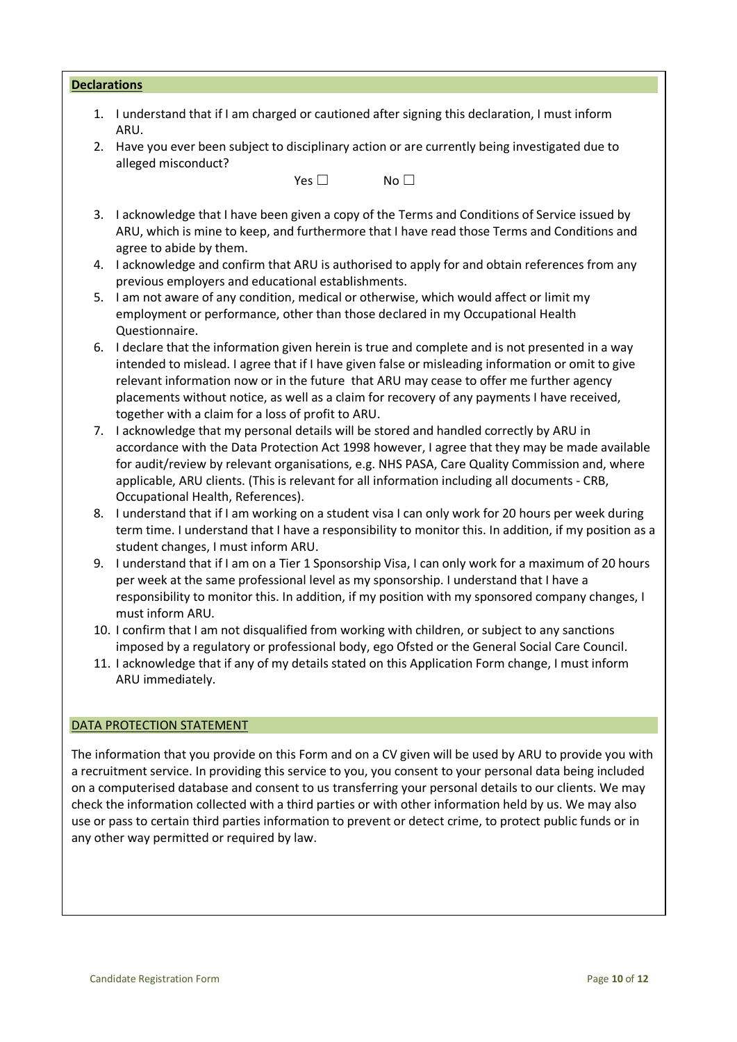## Declarations

1. I understand that if I am charged or cautioned after signing this declaration, I must inform ARU.
2. Have you ever been subject to disciplinary action or are currently being investigated due to alleged misconduct?

   Yes ☐ No ☐

3. I acknowledge that I have been given a copy of the Terms and Conditions of Service issued by ARU, which is mine to keep, and furthermore that I have read those Terms and Conditions and agree to abide by them.
4. I acknowledge and confirm that ARU is authorised to apply for and obtain references from any previous employers and educational establishments.
5. I am not aware of any condition, medical or otherwise, which would affect or limit my employment or performance, other than those declared in my Occupational Health Questionnaire.
6. I declare that the information given herein is true and complete and is not presented in a way intended to mislead. I agree that if I have given false or misleading information or omit to give relevant information now or in the future that ARU may cease to offer me further agency placements without notice, as well as a claim for recovery of any payments I have received, together with a claim for a loss of profit to ARU.
7. I acknowledge that my personal details will be stored and handled correctly by ARU in accordance with the Data Protection Act 1998 however, I agree that they may be made available for audit/review by relevant organisations, e.g. NHS PASA, Care Quality Commission and, where applicable, ARU clients. (This is relevant for all information including all documents - CRB, Occupational Health, References).
8. I understand that if I am working on a student visa I can only work for 20 hours per week during term time. I understand that I have a responsibility to monitor this. In addition, if my position as a student changes, I must inform ARU.
9. I understand that if I am on a Tier 1 Sponsorship Visa, I can only work for a maximum of 20 hours per week at the same professional level as my sponsorship. I understand that I have a responsibility to monitor this. In addition, if my position with my sponsored company changes, I must inform ARU.
10. I confirm that I am not disqualified from working with children, or subject to any sanctions imposed by a regulatory or professional body, ego Ofsted or the General Social Care Council.
11. I acknowledge that if any of my details stated on this Application Form change, I must inform ARU immediately.

## DATA PROTECTION STATEMENT

The information that you provide on this Form and on a CV given will be used by ARU to provide you with a recruitment service. In providing this service to you, you consent to your personal data being included on a computerised database and consent to us transferring your personal details to our clients. We may check the information collected with a third parties or with other information held by us. We may also use or pass to certain third parties information to prevent or detect crime, to protect public funds or in any other way permitted or required by law.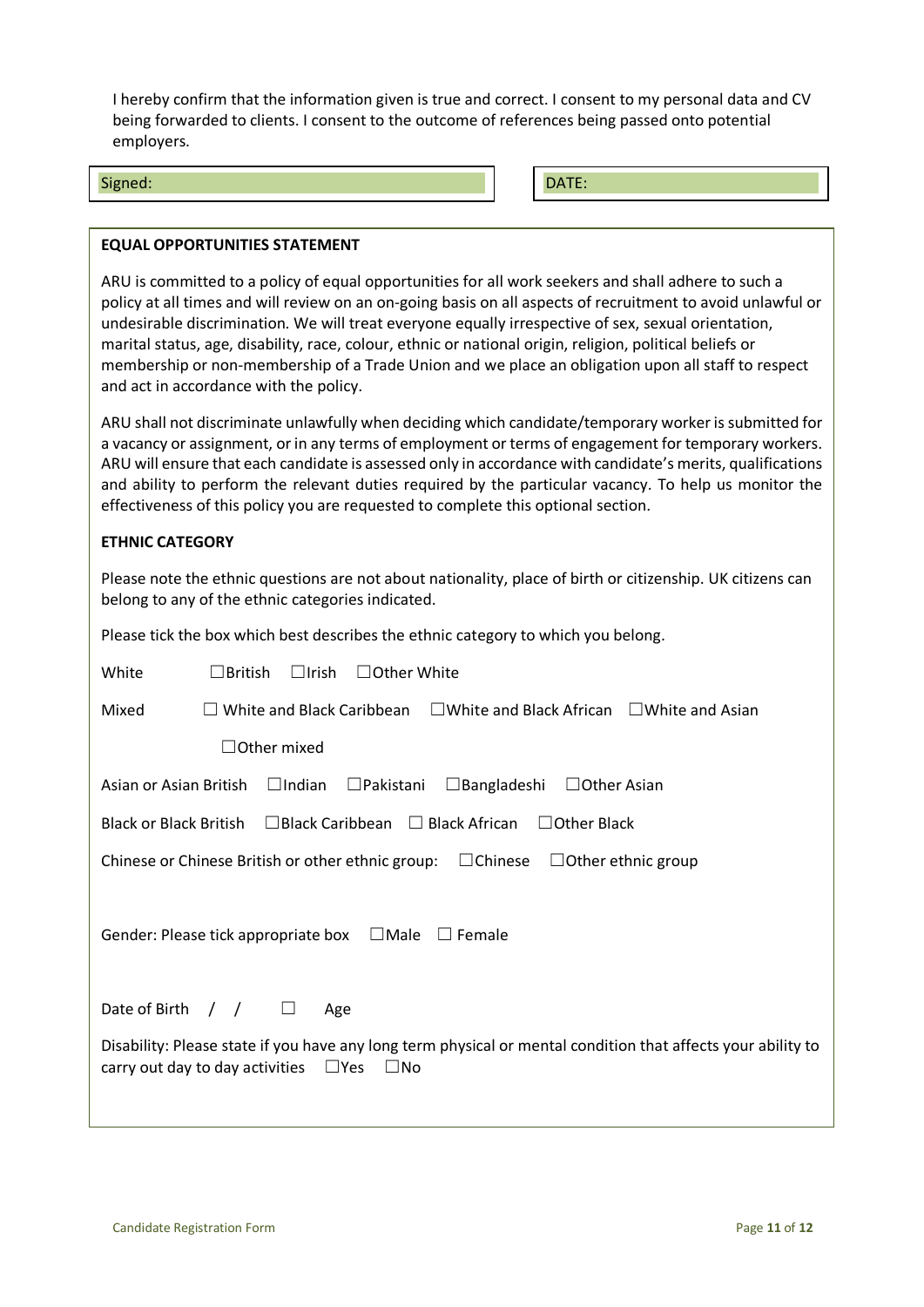I hereby confirm that the information given is true and correct. I consent to my personal data and CV being forwarded to clients. I consent to the outcome of references being passed onto potential employers.

| Signed: | DATE: |
|---|---|

**EQUAL OPPORTUNITIES STATEMENT**

ARU is committed to a policy of equal opportunities for all work seekers and shall adhere to such a policy at all times and will review on an on-going basis on all aspects of recruitment to avoid unlawful or undesirable discrimination. We will treat everyone equally irrespective of sex, sexual orientation, marital status, age, disability, race, colour, ethnic or national origin, religion, political beliefs or membership or non-membership of a Trade Union and we place an obligation upon all staff to respect and act in accordance with the policy.

ARU shall not discriminate unlawfully when deciding which candidate/temporary worker is submitted for a vacancy or assignment, or in any terms of employment or terms of engagement for temporary workers. ARU will ensure that each candidate is assessed only in accordance with candidate's merits, qualifications and ability to perform the relevant duties required by the particular vacancy. To help us monitor the effectiveness of this policy you are requested to complete this optional section.

**ETHNIC CATEGORY**

Please note the ethnic questions are not about nationality, place of birth or citizenship. UK citizens can belong to any of the ethnic categories indicated.

Please tick the box which best describes the ethnic category to which you belong.

White ☐British ☐Irish ☐Other White

Mixed ☐ White and Black Caribbean ☐White and Black African ☐White and Asian

☐Other mixed

Asian or Asian British ☐Indian ☐Pakistani ☐Bangladeshi ☐Other Asian

Black or Black British ☐Black Caribbean ☐ Black African ☐Other Black

Chinese or Chinese British or other ethnic group: ☐Chinese ☐Other ethnic group

Gender: Please tick appropriate box ☐Male ☐ Female

Date of Birth / / ☐ Age

Disability: Please state if you have any long term physical or mental condition that affects your ability to carry out day to day activities ☐Yes ☐No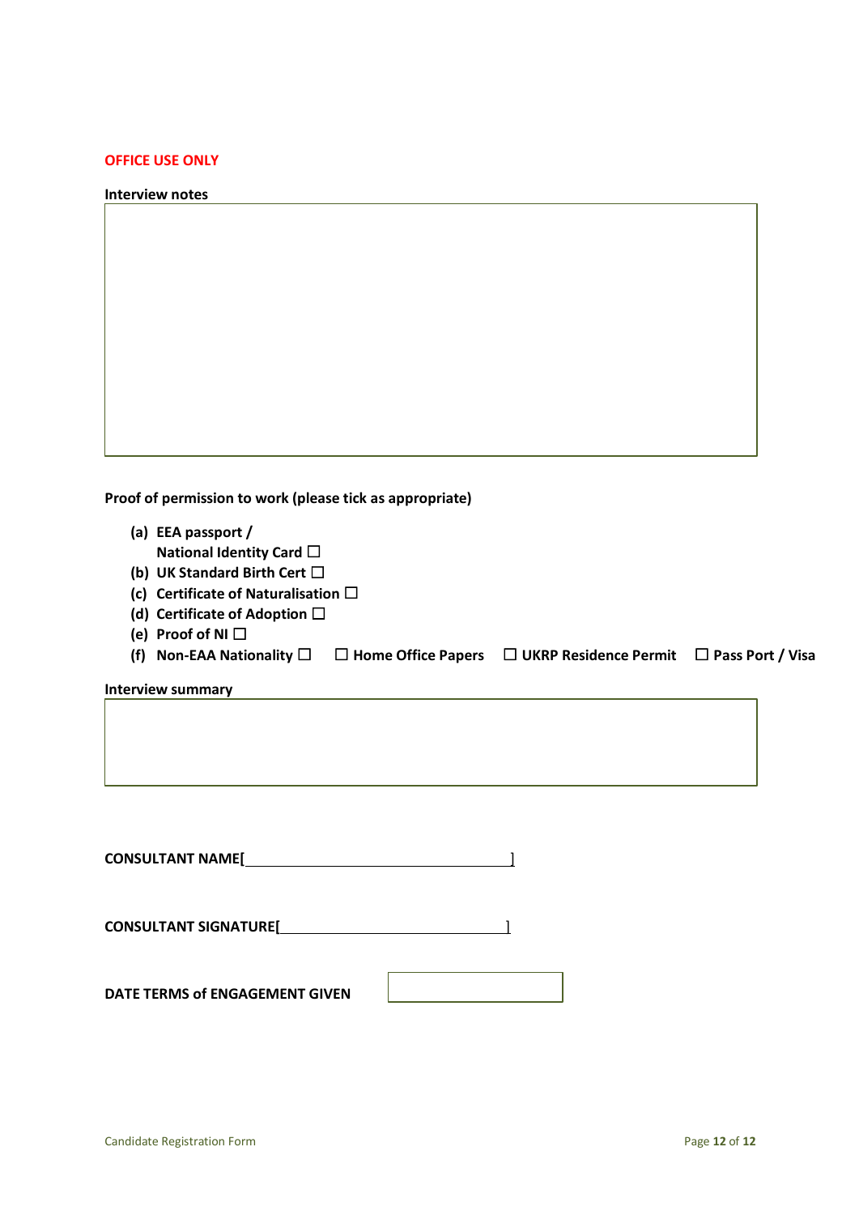**OFFICE USE ONLY**

**Interview notes**

**Proof of permission to work (please tick as appropriate)**

- **(a) EEA passport / National Identity Card ☐**
- **(b) UK Standard Birth Cert ☐**
- **(c) Certificate of Naturalisation ☐**
- **(d) Certificate of Adoption ☐**
- **(e) Proof of NI ☐**
- **(f) Non-EAA Nationality ☐ ☐ Home Office Papers ☐ UKRP Residence Permit ☐ Pass Port / Visa**

**Interview summary**

**CONSULTANT NAME[ ]**

**CONSULTANT SIGNATURE[ ]**

**DATE TERMS of ENGAGEMENT GIVEN**